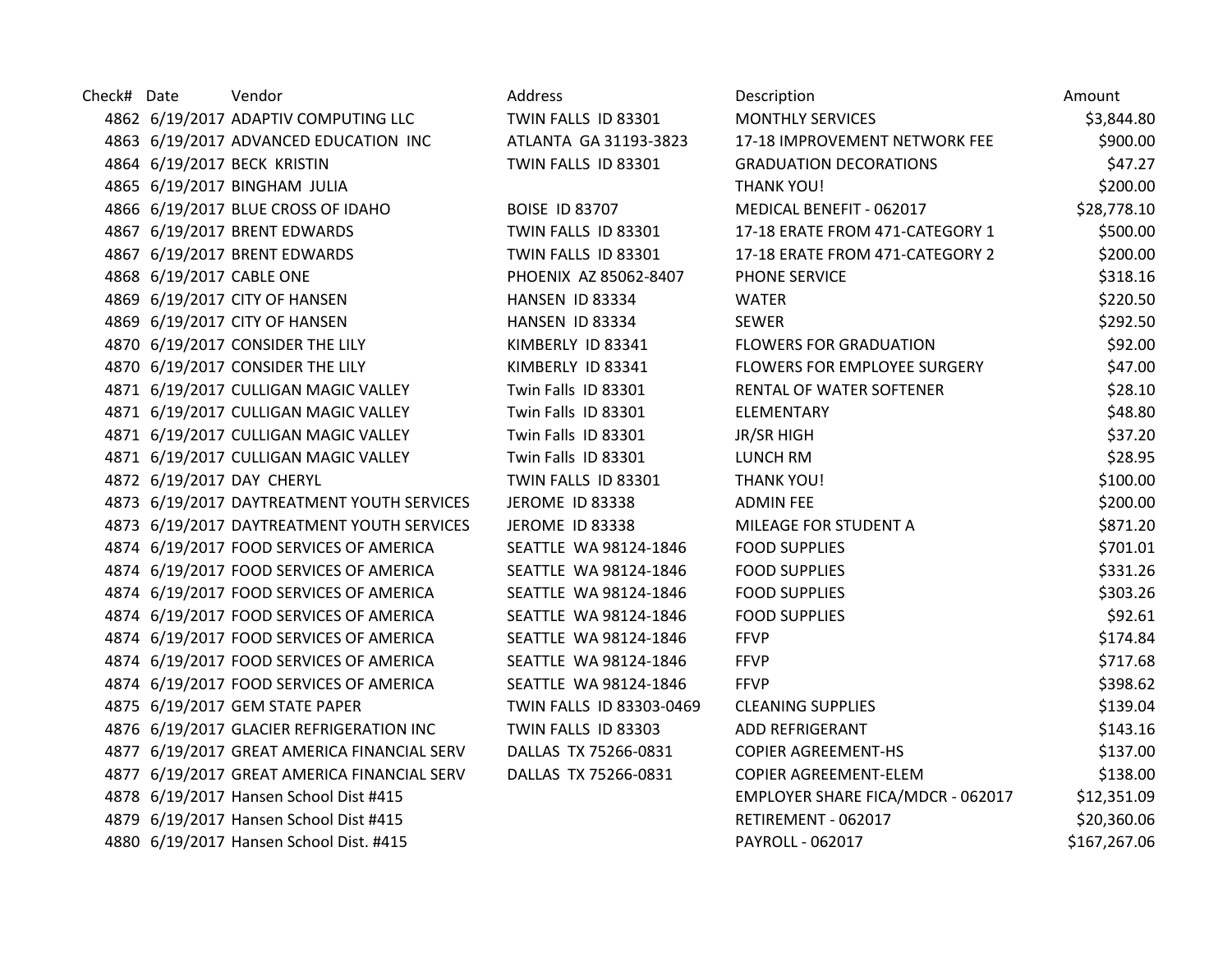| Check# | Date | Vendor | Address | Description | Amount |
|---|---|---|---|---|---|
| 4862 | 6/19/2017 | ADAPTIV COMPUTING LLC | TWIN FALLS ID 83301 | MONTHLY SERVICES | $3,844.80 |
| 4863 | 6/19/2017 | ADVANCED EDUCATION INC | ATLANTA GA 31193-3823 | 17-18 IMPROVEMENT NETWORK FEE | $900.00 |
| 4864 | 6/19/2017 | BECK KRISTIN | TWIN FALLS ID 83301 | GRADUATION DECORATIONS | $47.27 |
| 4865 | 6/19/2017 | BINGHAM JULIA | | THANK YOU! | $200.00 |
| 4866 | 6/19/2017 | BLUE CROSS OF IDAHO | BOISE ID 83707 | MEDICAL BENEFIT - 062017 | $28,778.10 |
| 4867 | 6/19/2017 | BRENT EDWARDS | TWIN FALLS ID 83301 | 17-18 ERATE FROM 471-CATEGORY 1 | $500.00 |
| 4867 | 6/19/2017 | BRENT EDWARDS | TWIN FALLS ID 83301 | 17-18 ERATE FROM 471-CATEGORY 2 | $200.00 |
| 4868 | 6/19/2017 | CABLE ONE | PHOENIX AZ 85062-8407 | PHONE SERVICE | $318.16 |
| 4869 | 6/19/2017 | CITY OF HANSEN | HANSEN ID 83334 | WATER | $220.50 |
| 4869 | 6/19/2017 | CITY OF HANSEN | HANSEN ID 83334 | SEWER | $292.50 |
| 4870 | 6/19/2017 | CONSIDER THE LILY | KIMBERLY ID 83341 | FLOWERS FOR GRADUATION | $92.00 |
| 4870 | 6/19/2017 | CONSIDER THE LILY | KIMBERLY ID 83341 | FLOWERS FOR EMPLOYEE SURGERY | $47.00 |
| 4871 | 6/19/2017 | CULLIGAN MAGIC VALLEY | Twin Falls ID 83301 | RENTAL OF WATER SOFTENER | $28.10 |
| 4871 | 6/19/2017 | CULLIGAN MAGIC VALLEY | Twin Falls ID 83301 | ELEMENTARY | $48.80 |
| 4871 | 6/19/2017 | CULLIGAN MAGIC VALLEY | Twin Falls ID 83301 | JR/SR HIGH | $37.20 |
| 4871 | 6/19/2017 | CULLIGAN MAGIC VALLEY | Twin Falls ID 83301 | LUNCH RM | $28.95 |
| 4872 | 6/19/2017 | DAY CHERYL | TWIN FALLS ID 83301 | THANK YOU! | $100.00 |
| 4873 | 6/19/2017 | DAYTREATMENT YOUTH SERVICES | JEROME ID 83338 | ADMIN FEE | $200.00 |
| 4873 | 6/19/2017 | DAYTREATMENT YOUTH SERVICES | JEROME ID 83338 | MILEAGE FOR STUDENT A | $871.20 |
| 4874 | 6/19/2017 | FOOD SERVICES OF AMERICA | SEATTLE WA 98124-1846 | FOOD SUPPLIES | $701.01 |
| 4874 | 6/19/2017 | FOOD SERVICES OF AMERICA | SEATTLE WA 98124-1846 | FOOD SUPPLIES | $331.26 |
| 4874 | 6/19/2017 | FOOD SERVICES OF AMERICA | SEATTLE WA 98124-1846 | FOOD SUPPLIES | $303.26 |
| 4874 | 6/19/2017 | FOOD SERVICES OF AMERICA | SEATTLE WA 98124-1846 | FOOD SUPPLIES | $92.61 |
| 4874 | 6/19/2017 | FOOD SERVICES OF AMERICA | SEATTLE WA 98124-1846 | FFVP | $174.84 |
| 4874 | 6/19/2017 | FOOD SERVICES OF AMERICA | SEATTLE WA 98124-1846 | FFVP | $717.68 |
| 4874 | 6/19/2017 | FOOD SERVICES OF AMERICA | SEATTLE WA 98124-1846 | FFVP | $398.62 |
| 4875 | 6/19/2017 | GEM STATE PAPER | TWIN FALLS ID 83303-0469 | CLEANING SUPPLIES | $139.04 |
| 4876 | 6/19/2017 | GLACIER REFRIGERATION INC | TWIN FALLS ID 83303 | ADD REFRIGERANT | $143.16 |
| 4877 | 6/19/2017 | GREAT AMERICA FINANCIAL SERV | DALLAS TX 75266-0831 | COPIER AGREEMENT-HS | $137.00 |
| 4877 | 6/19/2017 | GREAT AMERICA FINANCIAL SERV | DALLAS TX 75266-0831 | COPIER AGREEMENT-ELEM | $138.00 |
| 4878 | 6/19/2017 | Hansen School Dist #415 | | EMPLOYER SHARE FICA/MDCR - 062017 | $12,351.09 |
| 4879 | 6/19/2017 | Hansen School Dist #415 | | RETIREMENT - 062017 | $20,360.06 |
| 4880 | 6/19/2017 | Hansen School Dist. #415 | | PAYROLL - 062017 | $167,267.06 |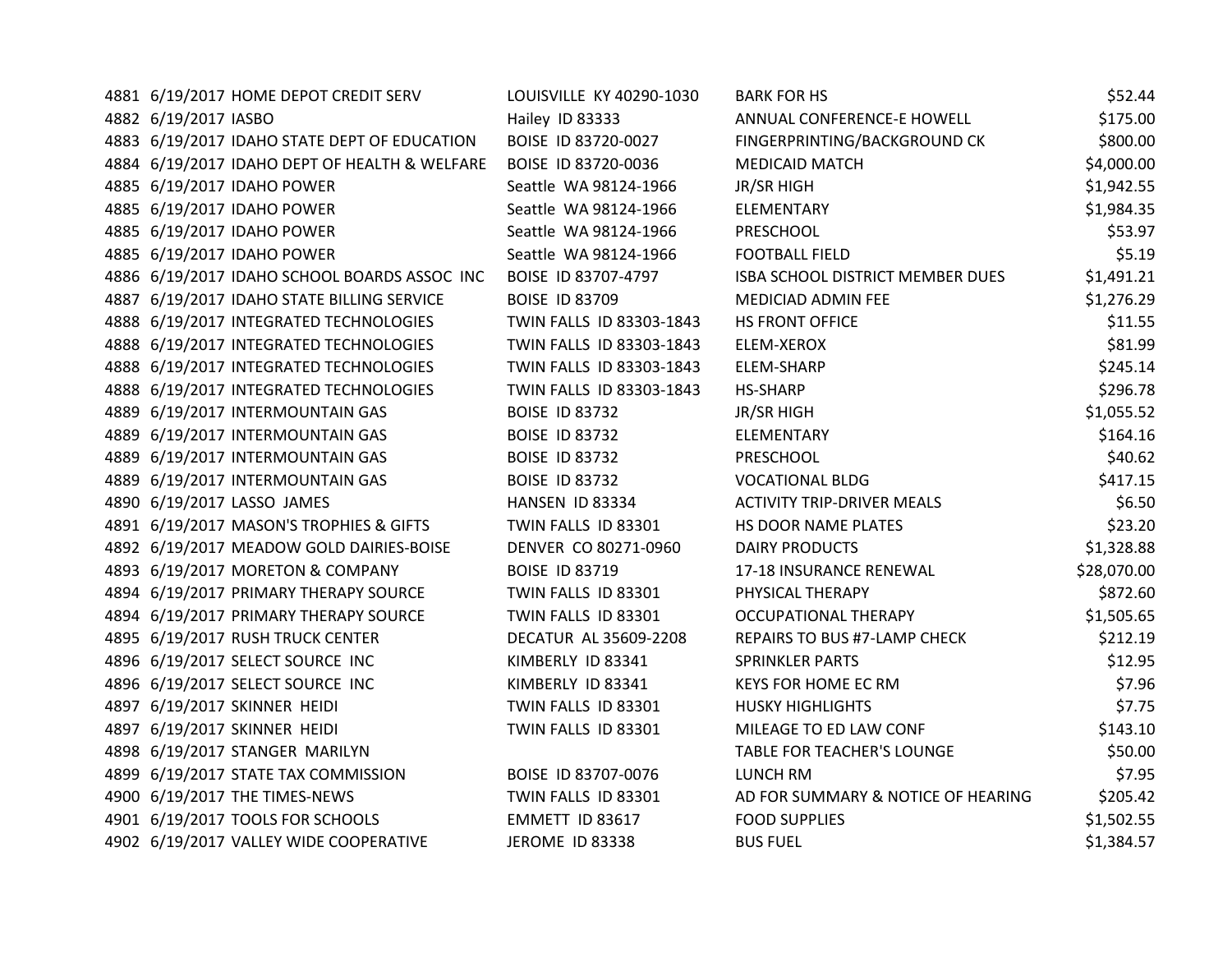| | | | | | |
|---|---|---|---|---|---|
| 4881 | 6/19/2017 | HOME DEPOT CREDIT SERV | LOUISVILLE KY 40290-1030 | BARK FOR HS | $52.44 |
| 4882 | 6/19/2017 | IASBO | Hailey ID 83333 | ANNUAL CONFERENCE-E HOWELL | $175.00 |
| 4883 | 6/19/2017 | IDAHO STATE DEPT OF EDUCATION | BOISE ID 83720-0027 | FINGERPRINTING/BACKGROUND CK | $800.00 |
| 4884 | 6/19/2017 | IDAHO DEPT OF HEALTH & WELFARE | BOISE ID 83720-0036 | MEDICAID MATCH | $4,000.00 |
| 4885 | 6/19/2017 | IDAHO POWER | Seattle WA 98124-1966 | JR/SR HIGH | $1,942.55 |
| 4885 | 6/19/2017 | IDAHO POWER | Seattle WA 98124-1966 | ELEMENTARY | $1,984.35 |
| 4885 | 6/19/2017 | IDAHO POWER | Seattle WA 98124-1966 | PRESCHOOL | $53.97 |
| 4885 | 6/19/2017 | IDAHO POWER | Seattle WA 98124-1966 | FOOTBALL FIELD | $5.19 |
| 4886 | 6/19/2017 | IDAHO SCHOOL BOARDS ASSOC INC | BOISE ID 83707-4797 | ISBA SCHOOL DISTRICT MEMBER DUES | $1,491.21 |
| 4887 | 6/19/2017 | IDAHO STATE BILLING SERVICE | BOISE ID 83709 | MEDICIAD ADMIN FEE | $1,276.29 |
| 4888 | 6/19/2017 | INTEGRATED TECHNOLOGIES | TWIN FALLS ID 83303-1843 | HS FRONT OFFICE | $11.55 |
| 4888 | 6/19/2017 | INTEGRATED TECHNOLOGIES | TWIN FALLS ID 83303-1843 | ELEM-XEROX | $81.99 |
| 4888 | 6/19/2017 | INTEGRATED TECHNOLOGIES | TWIN FALLS ID 83303-1843 | ELEM-SHARP | $245.14 |
| 4888 | 6/19/2017 | INTEGRATED TECHNOLOGIES | TWIN FALLS ID 83303-1843 | HS-SHARP | $296.78 |
| 4889 | 6/19/2017 | INTERMOUNTAIN GAS | BOISE ID 83732 | JR/SR HIGH | $1,055.52 |
| 4889 | 6/19/2017 | INTERMOUNTAIN GAS | BOISE ID 83732 | ELEMENTARY | $164.16 |
| 4889 | 6/19/2017 | INTERMOUNTAIN GAS | BOISE ID 83732 | PRESCHOOL | $40.62 |
| 4889 | 6/19/2017 | INTERMOUNTAIN GAS | BOISE ID 83732 | VOCATIONAL BLDG | $417.15 |
| 4890 | 6/19/2017 | LASSO JAMES | HANSEN ID 83334 | ACTIVITY TRIP-DRIVER MEALS | $6.50 |
| 4891 | 6/19/2017 | MASON'S TROPHIES & GIFTS | TWIN FALLS ID 83301 | HS DOOR NAME PLATES | $23.20 |
| 4892 | 6/19/2017 | MEADOW GOLD DAIRIES-BOISE | DENVER CO 80271-0960 | DAIRY PRODUCTS | $1,328.88 |
| 4893 | 6/19/2017 | MORETON & COMPANY | BOISE ID 83719 | 17-18 INSURANCE RENEWAL | $28,070.00 |
| 4894 | 6/19/2017 | PRIMARY THERAPY SOURCE | TWIN FALLS ID 83301 | PHYSICAL THERAPY | $872.60 |
| 4894 | 6/19/2017 | PRIMARY THERAPY SOURCE | TWIN FALLS ID 83301 | OCCUPATIONAL THERAPY | $1,505.65 |
| 4895 | 6/19/2017 | RUSH TRUCK CENTER | DECATUR AL 35609-2208 | REPAIRS TO BUS #7-LAMP CHECK | $212.19 |
| 4896 | 6/19/2017 | SELECT SOURCE INC | KIMBERLY ID 83341 | SPRINKLER PARTS | $12.95 |
| 4896 | 6/19/2017 | SELECT SOURCE INC | KIMBERLY ID 83341 | KEYS FOR HOME EC RM | $7.96 |
| 4897 | 6/19/2017 | SKINNER HEIDI | TWIN FALLS ID 83301 | HUSKY HIGHLIGHTS | $7.75 |
| 4897 | 6/19/2017 | SKINNER HEIDI | TWIN FALLS ID 83301 | MILEAGE TO ED LAW CONF | $143.10 |
| 4898 | 6/19/2017 | STANGER MARILYN | | TABLE FOR TEACHER'S LOUNGE | $50.00 |
| 4899 | 6/19/2017 | STATE TAX COMMISSION | BOISE ID 83707-0076 | LUNCH RM | $7.95 |
| 4900 | 6/19/2017 | THE TIMES-NEWS | TWIN FALLS ID 83301 | AD FOR SUMMARY & NOTICE OF HEARING | $205.42 |
| 4901 | 6/19/2017 | TOOLS FOR SCHOOLS | EMMETT ID 83617 | FOOD SUPPLIES | $1,502.55 |
| 4902 | 6/19/2017 | VALLEY WIDE COOPERATIVE | JEROME ID 83338 | BUS FUEL | $1,384.57 |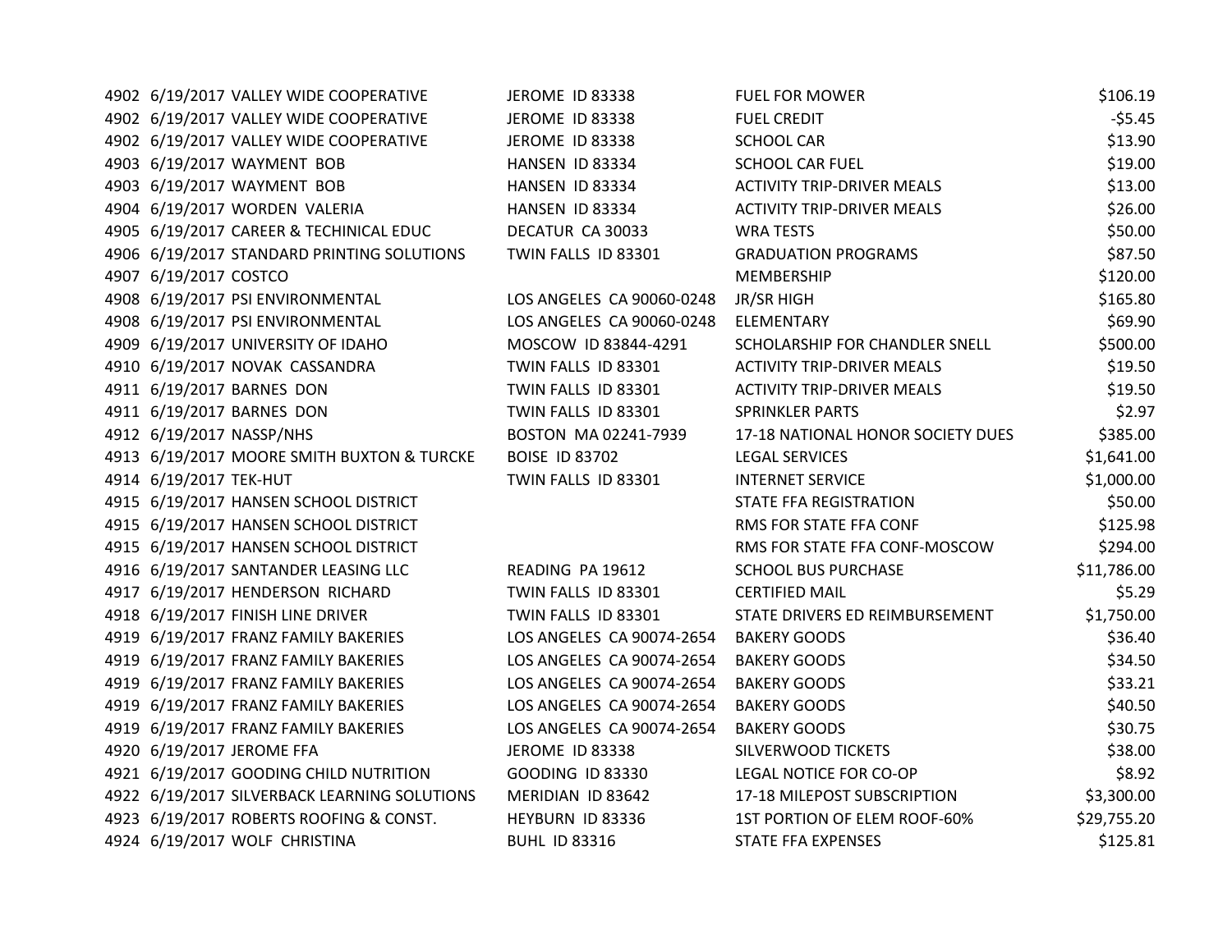| | | | | | |
|---|---|---|---|---|---|
| 4902 | 6/19/2017 | VALLEY WIDE COOPERATIVE | JEROME ID 83338 | FUEL FOR MOWER | $106.19 |
| 4902 | 6/19/2017 | VALLEY WIDE COOPERATIVE | JEROME ID 83338 | FUEL CREDIT | -$5.45 |
| 4902 | 6/19/2017 | VALLEY WIDE COOPERATIVE | JEROME ID 83338 | SCHOOL CAR | $13.90 |
| 4903 | 6/19/2017 | WAYMENT BOB | HANSEN ID 83334 | SCHOOL CAR FUEL | $19.00 |
| 4903 | 6/19/2017 | WAYMENT BOB | HANSEN ID 83334 | ACTIVITY TRIP-DRIVER MEALS | $13.00 |
| 4904 | 6/19/2017 | WORDEN VALERIA | HANSEN ID 83334 | ACTIVITY TRIP-DRIVER MEALS | $26.00 |
| 4905 | 6/19/2017 | CAREER & TECHINICAL EDUC | DECATUR CA 30033 | WRA TESTS | $50.00 |
| 4906 | 6/19/2017 | STANDARD PRINTING SOLUTIONS | TWIN FALLS ID 83301 | GRADUATION PROGRAMS | $87.50 |
| 4907 | 6/19/2017 | COSTCO | | MEMBERSHIP | $120.00 |
| 4908 | 6/19/2017 | PSI ENVIRONMENTAL | LOS ANGELES CA 90060-0248 | JR/SR HIGH | $165.80 |
| 4908 | 6/19/2017 | PSI ENVIRONMENTAL | LOS ANGELES CA 90060-0248 | ELEMENTARY | $69.90 |
| 4909 | 6/19/2017 | UNIVERSITY OF IDAHO | MOSCOW ID 83844-4291 | SCHOLARSHIP FOR CHANDLER SNELL | $500.00 |
| 4910 | 6/19/2017 | NOVAK CASSANDRA | TWIN FALLS ID 83301 | ACTIVITY TRIP-DRIVER MEALS | $19.50 |
| 4911 | 6/19/2017 | BARNES DON | TWIN FALLS ID 83301 | ACTIVITY TRIP-DRIVER MEALS | $19.50 |
| 4911 | 6/19/2017 | BARNES DON | TWIN FALLS ID 83301 | SPRINKLER PARTS | $2.97 |
| 4912 | 6/19/2017 | NASSP/NHS | BOSTON MA 02241-7939 | 17-18 NATIONAL HONOR SOCIETY DUES | $385.00 |
| 4913 | 6/19/2017 | MOORE SMITH BUXTON & TURCKE | BOISE ID 83702 | LEGAL SERVICES | $1,641.00 |
| 4914 | 6/19/2017 | TEK-HUT | TWIN FALLS ID 83301 | INTERNET SERVICE | $1,000.00 |
| 4915 | 6/19/2017 | HANSEN SCHOOL DISTRICT | | STATE FFA REGISTRATION | $50.00 |
| 4915 | 6/19/2017 | HANSEN SCHOOL DISTRICT | | RMS FOR STATE FFA CONF | $125.98 |
| 4915 | 6/19/2017 | HANSEN SCHOOL DISTRICT | | RMS FOR STATE FFA CONF-MOSCOW | $294.00 |
| 4916 | 6/19/2017 | SANTANDER LEASING LLC | READING PA 19612 | SCHOOL BUS PURCHASE | $11,786.00 |
| 4917 | 6/19/2017 | HENDERSON RICHARD | TWIN FALLS ID 83301 | CERTIFIED MAIL | $5.29 |
| 4918 | 6/19/2017 | FINISH LINE DRIVER | TWIN FALLS ID 83301 | STATE DRIVERS ED REIMBURSEMENT | $1,750.00 |
| 4919 | 6/19/2017 | FRANZ FAMILY BAKERIES | LOS ANGELES CA 90074-2654 | BAKERY GOODS | $36.40 |
| 4919 | 6/19/2017 | FRANZ FAMILY BAKERIES | LOS ANGELES CA 90074-2654 | BAKERY GOODS | $34.50 |
| 4919 | 6/19/2017 | FRANZ FAMILY BAKERIES | LOS ANGELES CA 90074-2654 | BAKERY GOODS | $33.21 |
| 4919 | 6/19/2017 | FRANZ FAMILY BAKERIES | LOS ANGELES CA 90074-2654 | BAKERY GOODS | $40.50 |
| 4919 | 6/19/2017 | FRANZ FAMILY BAKERIES | LOS ANGELES CA 90074-2654 | BAKERY GOODS | $30.75 |
| 4920 | 6/19/2017 | JEROME FFA | JEROME ID 83338 | SILVERWOOD TICKETS | $38.00 |
| 4921 | 6/19/2017 | GOODING CHILD NUTRITION | GOODING ID 83330 | LEGAL NOTICE FOR CO-OP | $8.92 |
| 4922 | 6/19/2017 | SILVERBACK LEARNING SOLUTIONS | MERIDIAN ID 83642 | 17-18 MILEPOST SUBSCRIPTION | $3,300.00 |
| 4923 | 6/19/2017 | ROBERTS ROOFING & CONST. | HEYBURN ID 83336 | 1ST PORTION OF ELEM ROOF-60% | $29,755.20 |
| 4924 | 6/19/2017 | WOLF CHRISTINA | BUHL ID 83316 | STATE FFA EXPENSES | $125.81 |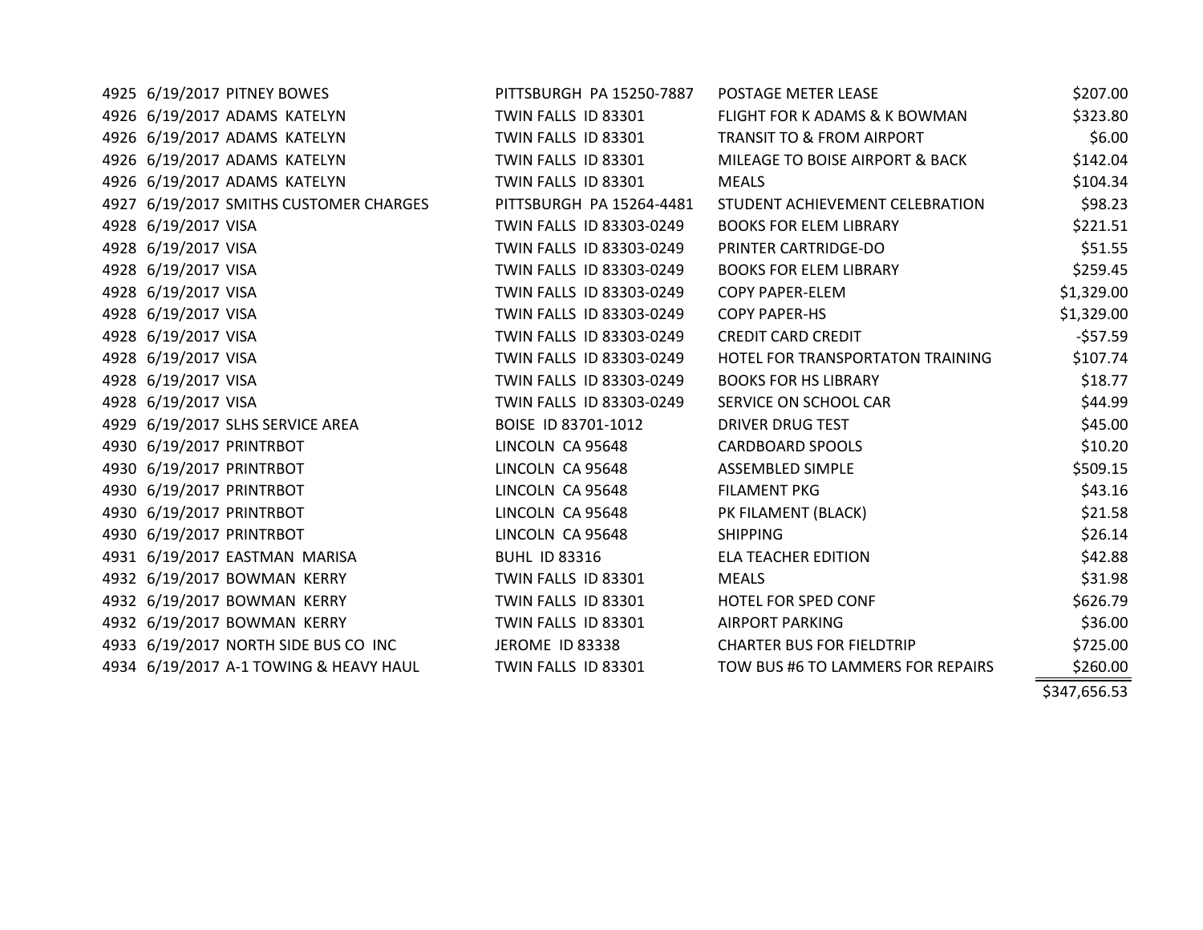| | | | | | |
|---|---|---|---|---|---|
| 4925 | 6/19/2017 | PITNEY BOWES | PITTSBURGH PA 15250-7887 | POSTAGE METER LEASE | $207.00 |
| 4926 | 6/19/2017 | ADAMS KATELYN | TWIN FALLS ID 83301 | FLIGHT FOR K ADAMS & K BOWMAN | $323.80 |
| 4926 | 6/19/2017 | ADAMS KATELYN | TWIN FALLS ID 83301 | TRANSIT TO & FROM AIRPORT | $6.00 |
| 4926 | 6/19/2017 | ADAMS KATELYN | TWIN FALLS ID 83301 | MILEAGE TO BOISE AIRPORT & BACK | $142.04 |
| 4926 | 6/19/2017 | ADAMS KATELYN | TWIN FALLS ID 83301 | MEALS | $104.34 |
| 4927 | 6/19/2017 | SMITHS CUSTOMER CHARGES | PITTSBURGH PA 15264-4481 | STUDENT ACHIEVEMENT CELEBRATION | $98.23 |
| 4928 | 6/19/2017 | VISA | TWIN FALLS ID 83303-0249 | BOOKS FOR ELEM LIBRARY | $221.51 |
| 4928 | 6/19/2017 | VISA | TWIN FALLS ID 83303-0249 | PRINTER CARTRIDGE-DO | $51.55 |
| 4928 | 6/19/2017 | VISA | TWIN FALLS ID 83303-0249 | BOOKS FOR ELEM LIBRARY | $259.45 |
| 4928 | 6/19/2017 | VISA | TWIN FALLS ID 83303-0249 | COPY PAPER-ELEM | $1,329.00 |
| 4928 | 6/19/2017 | VISA | TWIN FALLS ID 83303-0249 | COPY PAPER-HS | $1,329.00 |
| 4928 | 6/19/2017 | VISA | TWIN FALLS ID 83303-0249 | CREDIT CARD CREDIT | -$57.59 |
| 4928 | 6/19/2017 | VISA | TWIN FALLS ID 83303-0249 | HOTEL FOR TRANSPORTATON TRAINING | $107.74 |
| 4928 | 6/19/2017 | VISA | TWIN FALLS ID 83303-0249 | BOOKS FOR HS LIBRARY | $18.77 |
| 4928 | 6/19/2017 | VISA | TWIN FALLS ID 83303-0249 | SERVICE ON SCHOOL CAR | $44.99 |
| 4929 | 6/19/2017 | SLHS SERVICE AREA | BOISE ID 83701-1012 | DRIVER DRUG TEST | $45.00 |
| 4930 | 6/19/2017 | PRINTRBOT | LINCOLN CA 95648 | CARDBOARD SPOOLS | $10.20 |
| 4930 | 6/19/2017 | PRINTRBOT | LINCOLN CA 95648 | ASSEMBLED SIMPLE | $509.15 |
| 4930 | 6/19/2017 | PRINTRBOT | LINCOLN CA 95648 | FILAMENT PKG | $43.16 |
| 4930 | 6/19/2017 | PRINTRBOT | LINCOLN CA 95648 | PK FILAMENT (BLACK) | $21.58 |
| 4930 | 6/19/2017 | PRINTRBOT | LINCOLN CA 95648 | SHIPPING | $26.14 |
| 4931 | 6/19/2017 | EASTMAN MARISA | BUHL ID 83316 | ELA TEACHER EDITION | $42.88 |
| 4932 | 6/19/2017 | BOWMAN KERRY | TWIN FALLS ID 83301 | MEALS | $31.98 |
| 4932 | 6/19/2017 | BOWMAN KERRY | TWIN FALLS ID 83301 | HOTEL FOR SPED CONF | $626.79 |
| 4932 | 6/19/2017 | BOWMAN KERRY | TWIN FALLS ID 83301 | AIRPORT PARKING | $36.00 |
| 4933 | 6/19/2017 | NORTH SIDE BUS CO INC | JEROME ID 83338 | CHARTER BUS FOR FIELDTRIP | $725.00 |
| 4934 | 6/19/2017 | A-1 TOWING & HEAVY HAUL | TWIN FALLS ID 83301 | TOW BUS #6 TO LAMMERS FOR REPAIRS | $260.00 |
| | | | | | $347,656.53 |